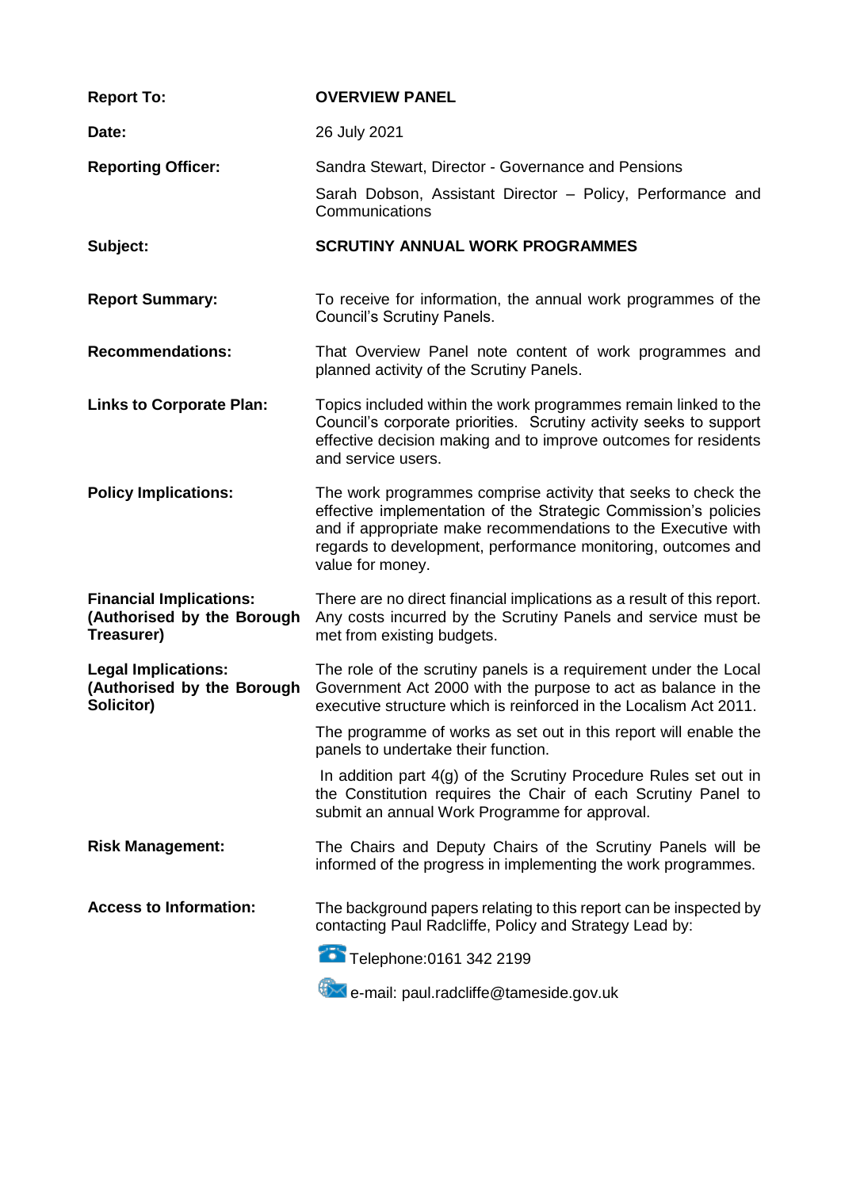| | |
|---|---|
| **Report To:** | **OVERVIEW PANEL** |
| **Date:** | 26 July 2021 |
| **Reporting Officer:** | Sandra Stewart, Director - Governance and Pensions<br>Sarah Dobson, Assistant Director – Policy, Performance and Communications |
| **Subject:** | **SCRUTINY ANNUAL WORK PROGRAMMES** |
| **Report Summary:** | To receive for information, the annual work programmes of the Council's Scrutiny Panels. |
| **Recommendations:** | That Overview Panel note content of work programmes and planned activity of the Scrutiny Panels. |
| **Links to Corporate Plan:** | Topics included within the work programmes remain linked to the Council's corporate priorities. Scrutiny activity seeks to support effective decision making and to improve outcomes for residents and service users. |
| **Policy Implications:** | The work programmes comprise activity that seeks to check the effective implementation of the Strategic Commission's policies and if appropriate make recommendations to the Executive with regards to development, performance monitoring, outcomes and value for money. |
| **Financial Implications: (Authorised by the Borough Treasurer)** | There are no direct financial implications as a result of this report. Any costs incurred by the Scrutiny Panels and service must be met from existing budgets. |
| **Legal Implications: (Authorised by the Borough Solicitor)** | The role of the scrutiny panels is a requirement under the Local Government Act 2000 with the purpose to act as balance in the executive structure which is reinforced in the Localism Act 2011.<br>The programme of works as set out in this report will enable the panels to undertake their function.<br>In addition part 4(g) of the Scrutiny Procedure Rules set out in the Constitution requires the Chair of each Scrutiny Panel to submit an annual Work Programme for approval. |
| **Risk Management:** | The Chairs and Deputy Chairs of the Scrutiny Panels will be informed of the progress in implementing the work programmes. |
| **Access to Information:** | The background papers relating to this report can be inspected by contacting Paul Radcliffe, Policy and Strategy Lead by:<br>Telephone:0161 342 2199<br>e-mail: paul.radcliffe@tameside.gov.uk |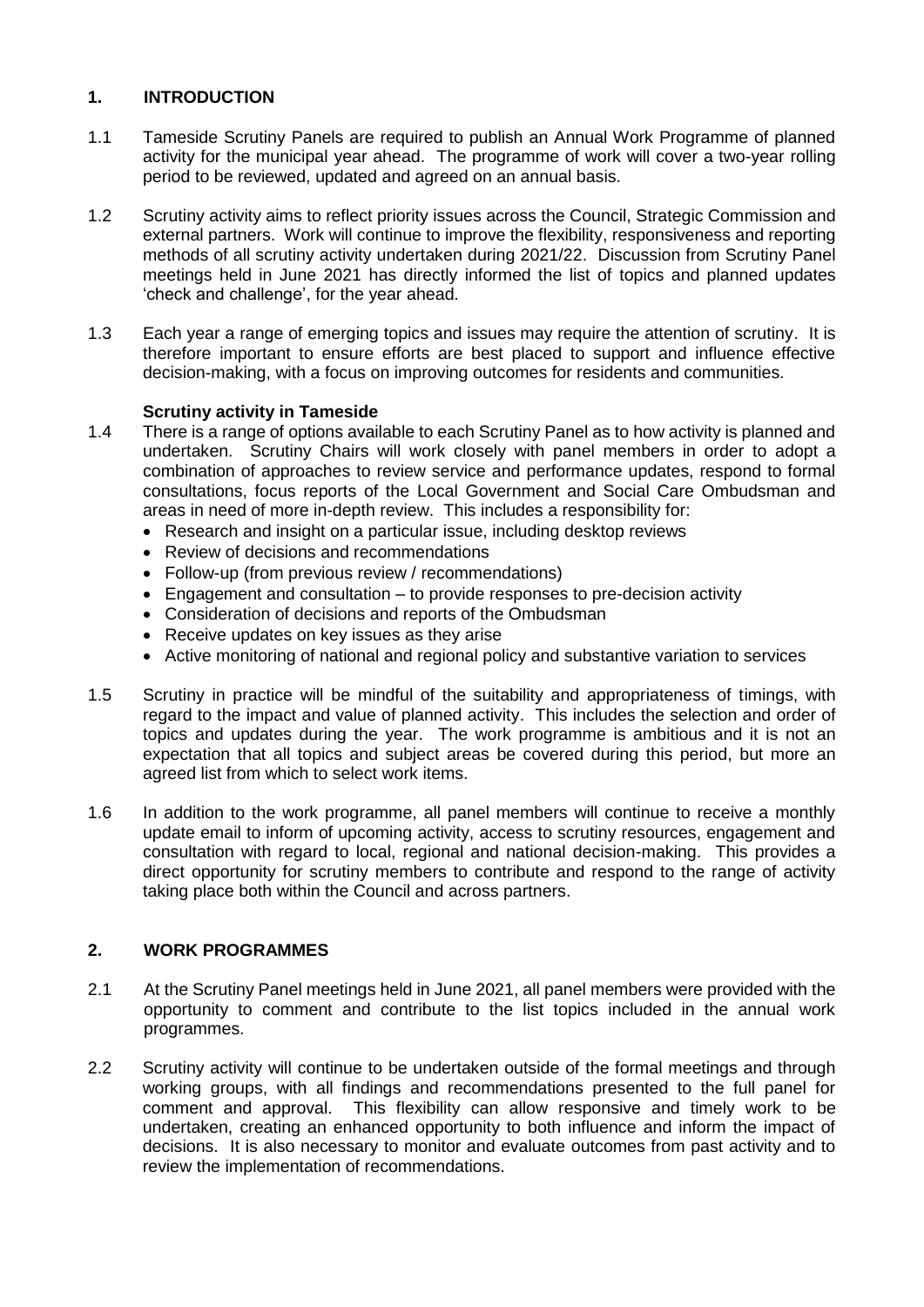## 1. INTRODUCTION

1.1 Tameside Scrutiny Panels are required to publish an Annual Work Programme of planned activity for the municipal year ahead. The programme of work will cover a two-year rolling period to be reviewed, updated and agreed on an annual basis.

1.2 Scrutiny activity aims to reflect priority issues across the Council, Strategic Commission and external partners. Work will continue to improve the flexibility, responsiveness and reporting methods of all scrutiny activity undertaken during 2021/22. Discussion from Scrutiny Panel meetings held in June 2021 has directly informed the list of topics and planned updates 'check and challenge', for the year ahead.

1.3 Each year a range of emerging topics and issues may require the attention of scrutiny. It is therefore important to ensure efforts are best placed to support and influence effective decision-making, with a focus on improving outcomes for residents and communities.

### Scrutiny activity in Tameside

1.4 There is a range of options available to each Scrutiny Panel as to how activity is planned and undertaken. Scrutiny Chairs will work closely with panel members in order to adopt a combination of approaches to review service and performance updates, respond to formal consultations, focus reports of the Local Government and Social Care Ombudsman and areas in need of more in-depth review. This includes a responsibility for:

- Research and insight on a particular issue, including desktop reviews
- Review of decisions and recommendations
- Follow-up (from previous review / recommendations)
- Engagement and consultation – to provide responses to pre-decision activity
- Consideration of decisions and reports of the Ombudsman
- Receive updates on key issues as they arise
- Active monitoring of national and regional policy and substantive variation to services

1.5 Scrutiny in practice will be mindful of the suitability and appropriateness of timings, with regard to the impact and value of planned activity. This includes the selection and order of topics and updates during the year. The work programme is ambitious and it is not an expectation that all topics and subject areas be covered during this period, but more an agreed list from which to select work items.

1.6 In addition to the work programme, all panel members will continue to receive a monthly update email to inform of upcoming activity, access to scrutiny resources, engagement and consultation with regard to local, regional and national decision-making. This provides a direct opportunity for scrutiny members to contribute and respond to the range of activity taking place both within the Council and across partners.

## 2. WORK PROGRAMMES

2.1 At the Scrutiny Panel meetings held in June 2021, all panel members were provided with the opportunity to comment and contribute to the list topics included in the annual work programmes.

2.2 Scrutiny activity will continue to be undertaken outside of the formal meetings and through working groups, with all findings and recommendations presented to the full panel for comment and approval. This flexibility can allow responsive and timely work to be undertaken, creating an enhanced opportunity to both influence and inform the impact of decisions. It is also necessary to monitor and evaluate outcomes from past activity and to review the implementation of recommendations.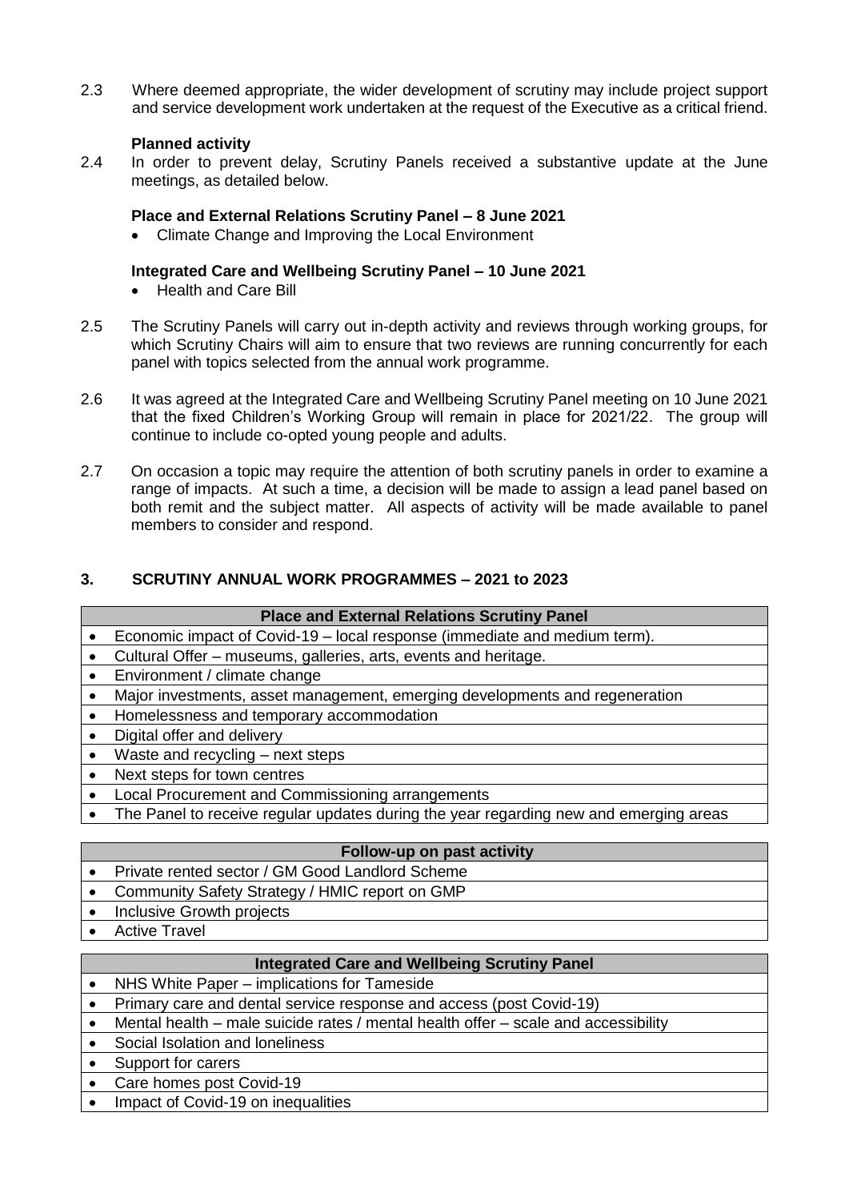2.3 Where deemed appropriate, the wider development of scrutiny may include project support and service development work undertaken at the request of the Executive as a critical friend.

**Planned activity**

2.4 In order to prevent delay, Scrutiny Panels received a substantive update at the June meetings, as detailed below.

**Place and External Relations Scrutiny Panel – 8 June 2021**

- Climate Change and Improving the Local Environment

**Integrated Care and Wellbeing Scrutiny Panel – 10 June 2021**

- Health and Care Bill

2.5 The Scrutiny Panels will carry out in-depth activity and reviews through working groups, for which Scrutiny Chairs will aim to ensure that two reviews are running concurrently for each panel with topics selected from the annual work programme.

2.6 It was agreed at the Integrated Care and Wellbeing Scrutiny Panel meeting on 10 June 2021 that the fixed Children's Working Group will remain in place for 2021/22. The group will continue to include co-opted young people and adults.

2.7 On occasion a topic may require the attention of both scrutiny panels in order to examine a range of impacts. At such a time, a decision will be made to assign a lead panel based on both remit and the subject matter. All aspects of activity will be made available to panel members to consider and respond.

## 3. SCRUTINY ANNUAL WORK PROGRAMMES – 2021 to 2023

| **Place and External Relations Scrutiny Panel** |
|---|
| • Economic impact of Covid-19 – local response (immediate and medium term). |
| • Cultural Offer – museums, galleries, arts, events and heritage. |
| • Environment / climate change |
| • Major investments, asset management, emerging developments and regeneration |
| • Homelessness and temporary accommodation |
| • Digital offer and delivery |
| • Waste and recycling – next steps |
| • Next steps for town centres |
| • Local Procurement and Commissioning arrangements |
| • The Panel to receive regular updates during the year regarding new and emerging areas |

| **Follow-up on past activity** |
|---|
| • Private rented sector / GM Good Landlord Scheme |
| • Community Safety Strategy / HMIC report on GMP |
| • Inclusive Growth projects |
| • Active Travel |

| **Integrated Care and Wellbeing Scrutiny Panel** |
|---|
| • NHS White Paper – implications for Tameside |
| • Primary care and dental service response and access (post Covid-19) |
| • Mental health – male suicide rates / mental health offer – scale and accessibility |
| • Social Isolation and loneliness |
| • Support for carers |
| • Care homes post Covid-19 |
| • Impact of Covid-19 on inequalities |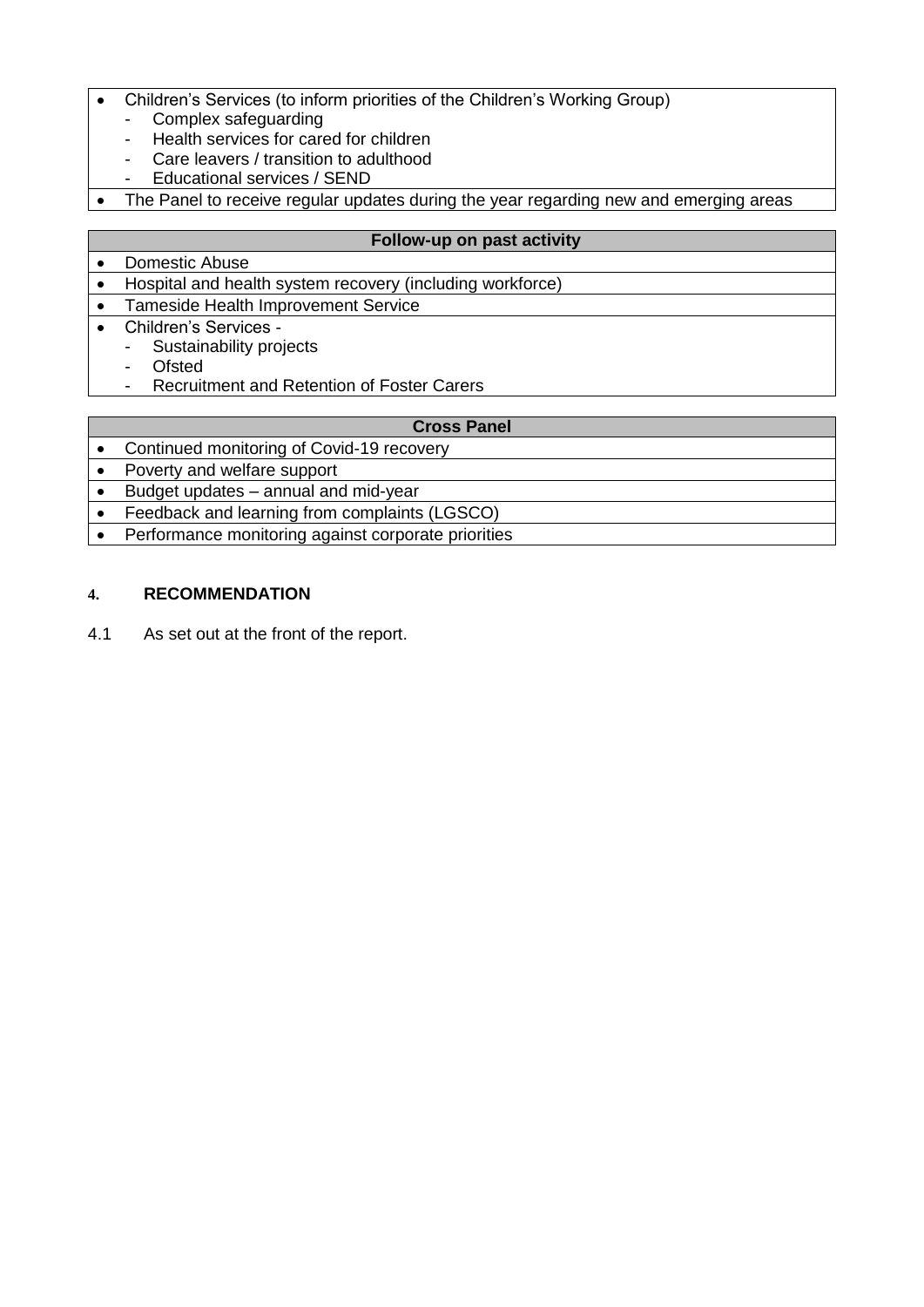| |
|---|
| • Children’s Services (to inform priorities of the Children’s Working Group)<br>- Complex safeguarding<br>- Health services for cared for children<br>- Care leavers / transition to adulthood<br>- Educational services / SEND |
| • The Panel to receive regular updates during the year regarding new and emerging areas |

| **Follow-up on past activity** |
|---|
| • Domestic Abuse |
| • Hospital and health system recovery (including workforce) |
| • Tameside Health Improvement Service |
| • Children’s Services -<br>- Sustainability projects<br>- Ofsted<br>- Recruitment and Retention of Foster Carers |

| **Cross Panel** |
|---|
| • Continued monitoring of Covid-19 recovery |
| • Poverty and welfare support |
| • Budget updates – annual and mid-year |
| • Feedback and learning from complaints (LGSCO) |
| • Performance monitoring against corporate priorities |

## 4. RECOMMENDATION

4.1 As set out at the front of the report.